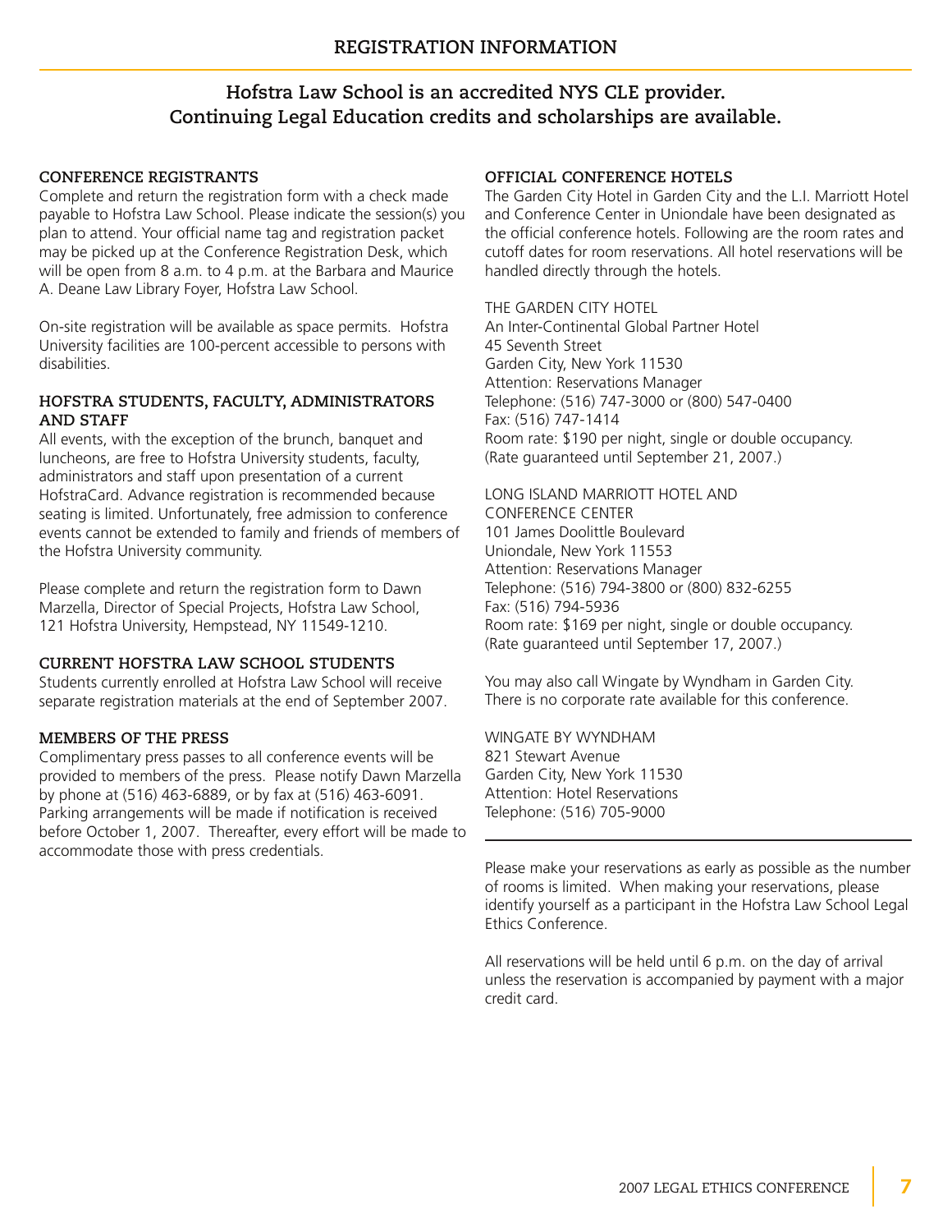# REGISTRATION INFORMATION

## Hofstra Law School is an accredited NYS CLE provider. Continuing Legal Education credits and scholarships are available.

### CONFERENCE REGISTRANTS

Complete and return the registration form with a check made payable to Hofstra Law School. Please indicate the session(s) you plan to attend. Your official name tag and registration packet may be picked up at the Conference Registration Desk, which will be open from 8 a.m. to 4 p.m. at the Barbara and Maurice A. Deane Law Library Foyer, Hofstra Law School.

On-site registration will be available as space permits. Hofstra University facilities are 100-percent accessible to persons with disabilities.

### HOFSTRA STUDENTS, FACULTY, ADMINISTRATORS AND STAFF

All events, with the exception of the brunch, banquet and luncheons, are free to Hofstra University students, faculty, administrators and staff upon presentation of a current HofstraCard. Advance registration is recommended because seating is limited. Unfortunately, free admission to conference events cannot be extended to family and friends of members of the Hofstra University community.

Please complete and return the registration form to Dawn Marzella, Director of Special Projects, Hofstra Law School, 121 Hofstra University, Hempstead, NY 11549-1210.

### CURRENT HOFSTRA LAW SCHOOL STUDENTS

Students currently enrolled at Hofstra Law School will receive separate registration materials at the end of September 2007.

### MEMBERS OF THE PRESS

Complimentary press passes to all conference events will be provided to members of the press. Please notify Dawn Marzella by phone at (516) 463-6889, or by fax at (516) 463-6091. Parking arrangements will be made if notification is received before October 1, 2007. Thereafter, every effort will be made to accommodate those with press credentials.

### OFFICIAL CONFERENCE HOTELS

The Garden City Hotel in Garden City and the L.I. Marriott Hotel and Conference Center in Uniondale have been designated as the official conference hotels. Following are the room rates and cutoff dates for room reservations. All hotel reservations will be handled directly through the hotels.

THE GARDEN CITY HOTEL
An Inter-Continental Global Partner Hotel
45 Seventh Street
Garden City, New York 11530
Attention: Reservations Manager
Telephone: (516) 747-3000 or (800) 547-0400
Fax: (516) 747-1414
Room rate: $190 per night, single or double occupancy.
(Rate guaranteed until September 21, 2007.)

LONG ISLAND MARRIOTT HOTEL AND CONFERENCE CENTER
101 James Doolittle Boulevard
Uniondale, New York 11553
Attention: Reservations Manager
Telephone: (516) 794-3800 or (800) 832-6255
Fax: (516) 794-5936
Room rate: $169 per night, single or double occupancy.
(Rate guaranteed until September 17, 2007.)

You may also call Wingate by Wyndham in Garden City. There is no corporate rate available for this conference.

WINGATE BY WYNDHAM
821 Stewart Avenue
Garden City, New York 11530
Attention: Hotel Reservations
Telephone: (516) 705-9000

---

Please make your reservations as early as possible as the number of rooms is limited. When making your reservations, please identify yourself as a participant in the Hofstra Law School Legal Ethics Conference.

All reservations will be held until 6 p.m. on the day of arrival unless the reservation is accompanied by payment with a major credit card.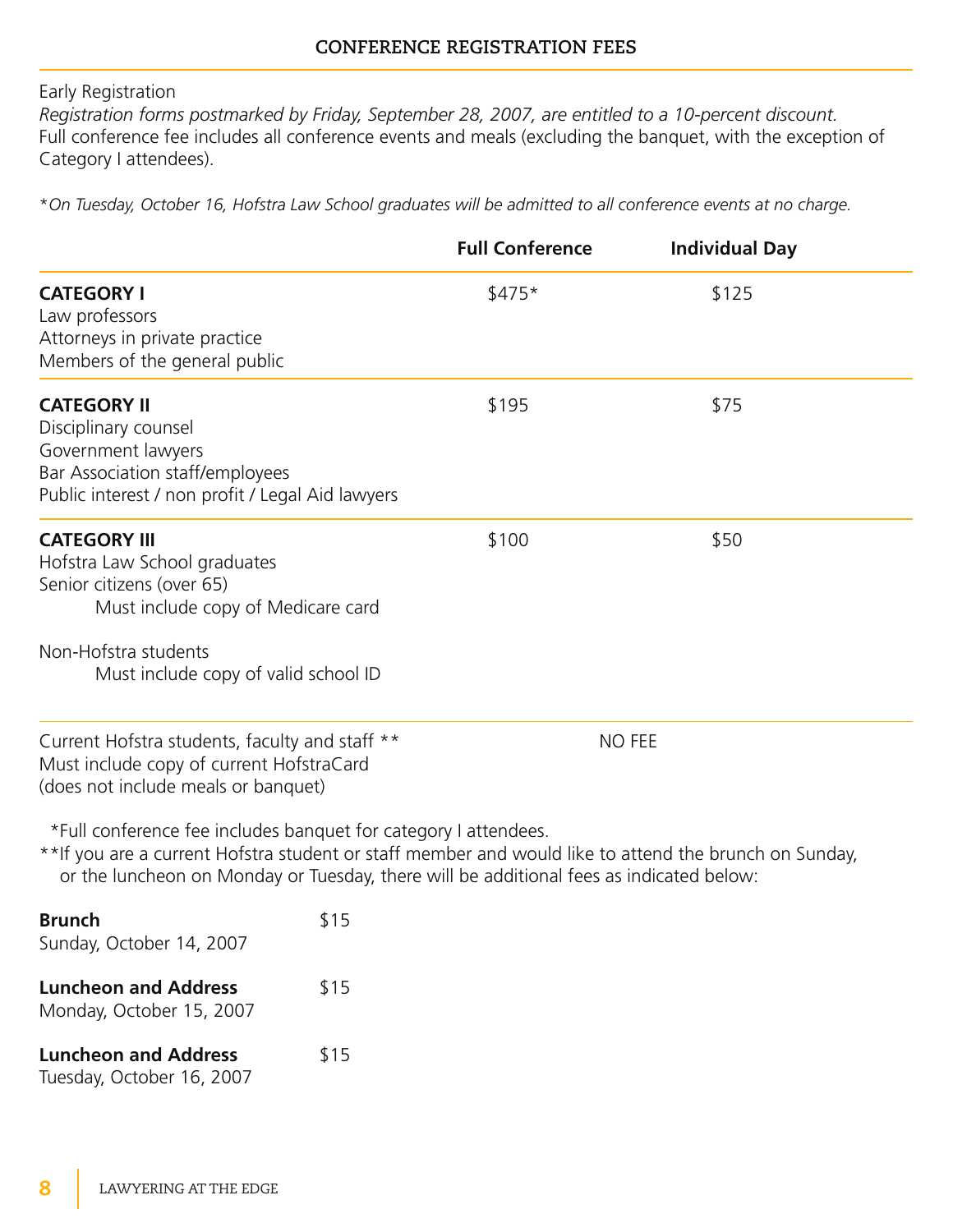## CONFERENCE REGISTRATION FEES

Early Registration

*Registration forms postmarked by Friday, September 28, 2007, are entitled to a 10-percent discount.*

Full conference fee includes all conference events and meals (excluding the banquet, with the exception of Category I attendees).

**On Tuesday, October 16, Hofstra Law School graduates will be admitted to all conference events at no charge.*

| | Full Conference | Individual Day |
|---|---|---|
| **CATEGORY I**<br>Law professors<br>Attorneys in private practice<br>Members of the general public | $475* | $125 |
| **CATEGORY II**<br>Disciplinary counsel<br>Government lawyers<br>Bar Association staff/employees<br>Public interest / non profit / Legal Aid lawyers | $195 | $75 |
| **CATEGORY III**<br>Hofstra Law School graduates<br>Senior citizens (over 65)<br>Must include copy of Medicare card<br><br>Non-Hofstra students<br>Must include copy of valid school ID | $100 | $50 |
| Current Hofstra students, faculty and staff **<br>Must include copy of current HofstraCard<br>(does not include meals or banquet) | NO FEE | |

*Full conference fee includes banquet for category I attendees.

**If you are a current Hofstra student or staff member and would like to attend the brunch on Sunday, or the luncheon on Monday or Tuesday, there will be additional fees as indicated below:

| | |
|---|---|
| **Brunch**<br>Sunday, October 14, 2007 | $15 |
| **Luncheon and Address**<br>Monday, October 15, 2007 | $15 |
| **Luncheon and Address**<br>Tuesday, October 16, 2007 | $15 |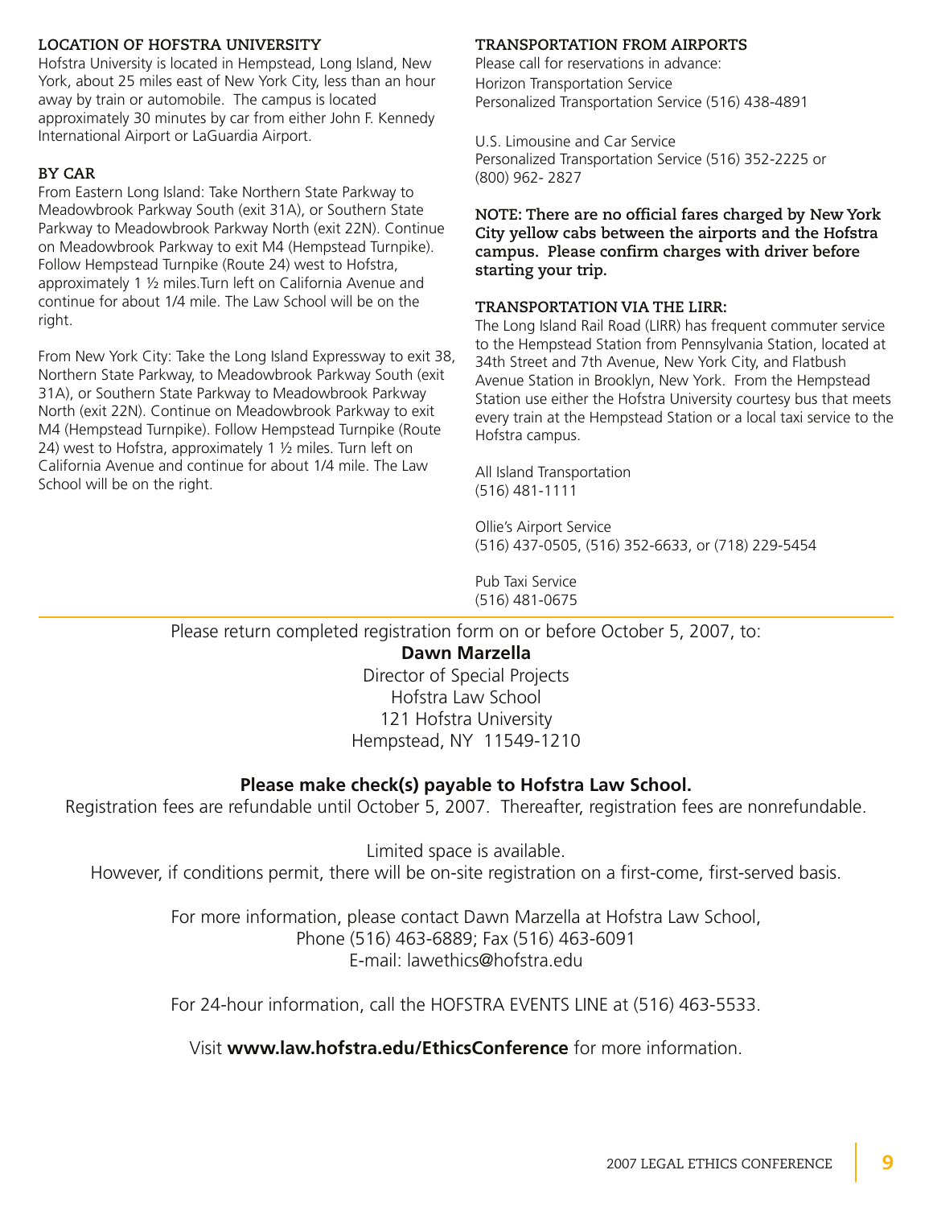## LOCATION OF HOFSTRA UNIVERSITY

Hofstra University is located in Hempstead, Long Island, New York, about 25 miles east of New York City, less than an hour away by train or automobile. The campus is located approximately 30 minutes by car from either John F. Kennedy International Airport or LaGuardia Airport.

## BY CAR

From Eastern Long Island: Take Northern State Parkway to Meadowbrook Parkway South (exit 31A), or Southern State Parkway to Meadowbrook Parkway North (exit 22N). Continue on Meadowbrook Parkway to exit M4 (Hempstead Turnpike). Follow Hempstead Turnpike (Route 24) west to Hofstra, approximately 1 ½ miles.Turn left on California Avenue and continue for about 1/4 mile. The Law School will be on the right.

From New York City: Take the Long Island Expressway to exit 38, Northern State Parkway, to Meadowbrook Parkway South (exit 31A), or Southern State Parkway to Meadowbrook Parkway North (exit 22N). Continue on Meadowbrook Parkway to exit M4 (Hempstead Turnpike). Follow Hempstead Turnpike (Route 24) west to Hofstra, approximately 1 ½ miles. Turn left on California Avenue and continue for about 1/4 mile. The Law School will be on the right.

## TRANSPORTATION FROM AIRPORTS

Please call for reservations in advance:
Horizon Transportation Service
Personalized Transportation Service (516) 438-4891

U.S. Limousine and Car Service
Personalized Transportation Service (516) 352-2225 or (800) 962- 2827

**NOTE: There are no official fares charged by New York City yellow cabs between the airports and the Hofstra campus. Please confirm charges with driver before starting your trip.**

## TRANSPORTATION VIA THE LIRR:

The Long Island Rail Road (LIRR) has frequent commuter service to the Hempstead Station from Pennsylvania Station, located at 34th Street and 7th Avenue, New York City, and Flatbush Avenue Station in Brooklyn, New York. From the Hempstead Station use either the Hofstra University courtesy bus that meets every train at the Hempstead Station or a local taxi service to the Hofstra campus.

All Island Transportation
(516) 481-1111

Ollie's Airport Service
(516) 437-0505, (516) 352-6633, or (718) 229-5454

Pub Taxi Service
(516) 481-0675

---

Please return completed registration form on or before October 5, 2007, to:

**Dawn Marzella**
Director of Special Projects
Hofstra Law School
121 Hofstra University
Hempstead, NY 11549-1210

**Please make check(s) payable to Hofstra Law School.**

Registration fees are refundable until October 5, 2007. Thereafter, registration fees are nonrefundable.

Limited space is available.
However, if conditions permit, there will be on-site registration on a first-come, first-served basis.

For more information, please contact Dawn Marzella at Hofstra Law School,
Phone (516) 463-6889; Fax (516) 463-6091
E-mail: lawethics@hofstra.edu

For 24-hour information, call the HOFSTRA EVENTS LINE at (516) 463-5533.

Visit **www.law.hofstra.edu/EthicsConference** for more information.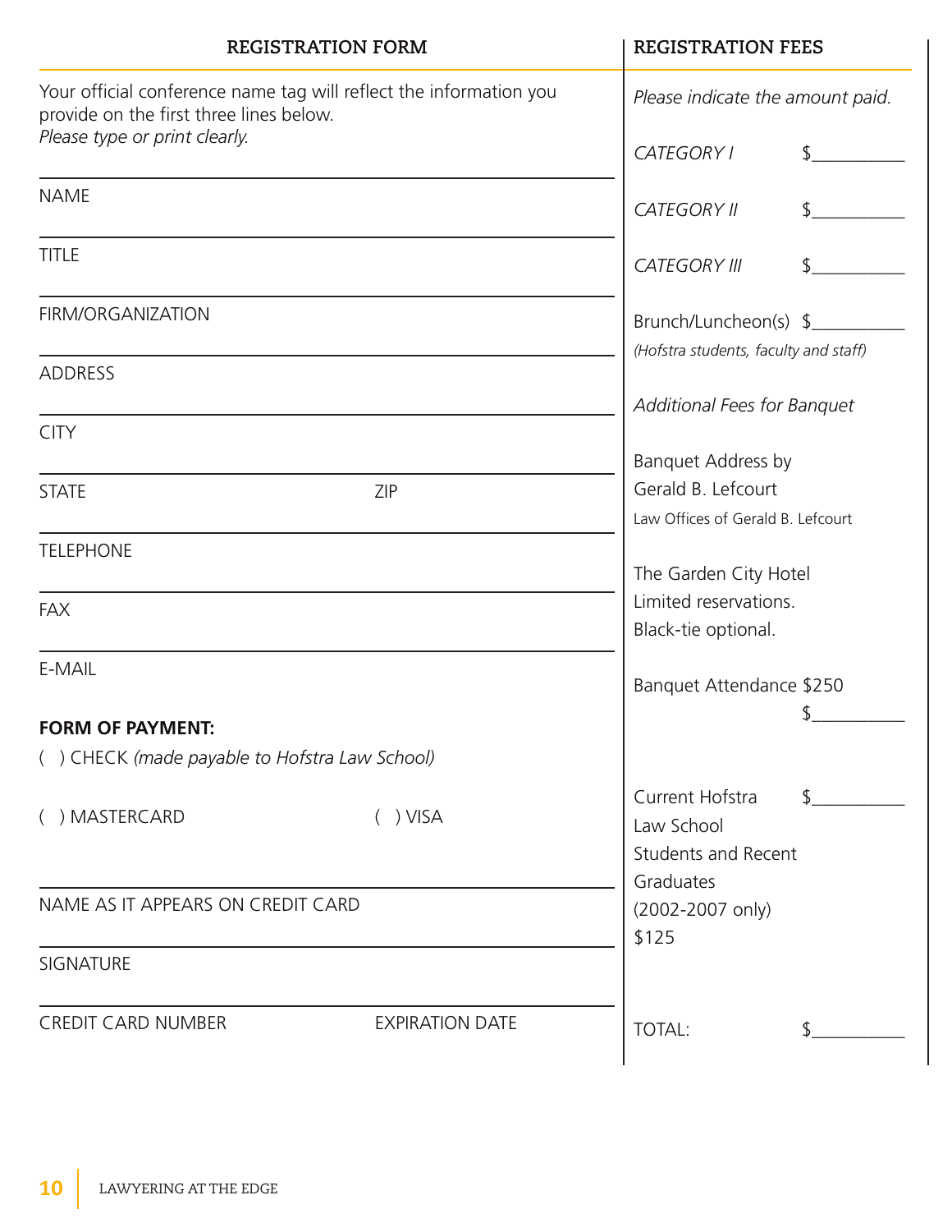## REGISTRATION FORM

Your official conference name tag will reflect the information you provide on the first three lines below.
*Please type or print clearly.*

NAME

TITLE

FIRM/ORGANIZATION

ADDRESS

CITY

STATE ZIP

TELEPHONE

FAX

E-MAIL

**FORM OF PAYMENT:**

( ) CHECK *(made payable to Hofstra Law School)*

( ) MASTERCARD ( ) VISA

NAME AS IT APPEARS ON CREDIT CARD

SIGNATURE

CREDIT CARD NUMBER EXPIRATION DATE

## REGISTRATION FEES

*Please indicate the amount paid.*

*CATEGORY I* $__________

*CATEGORY II* $__________

*CATEGORY III* $__________

Brunch/Luncheon(s) $__________
*(Hofstra students, faculty and staff)*

*Additional Fees for Banquet*

Banquet Address by
Gerald B. Lefcourt
Law Offices of Gerald B. Lefcourt

The Garden City Hotel
Limited reservations.
Black-tie optional.

Banquet Attendance $250
$__________

Current Hofstra Law School Students and Recent Graduates (2002-2007 only) $125 $__________

TOTAL: $__________